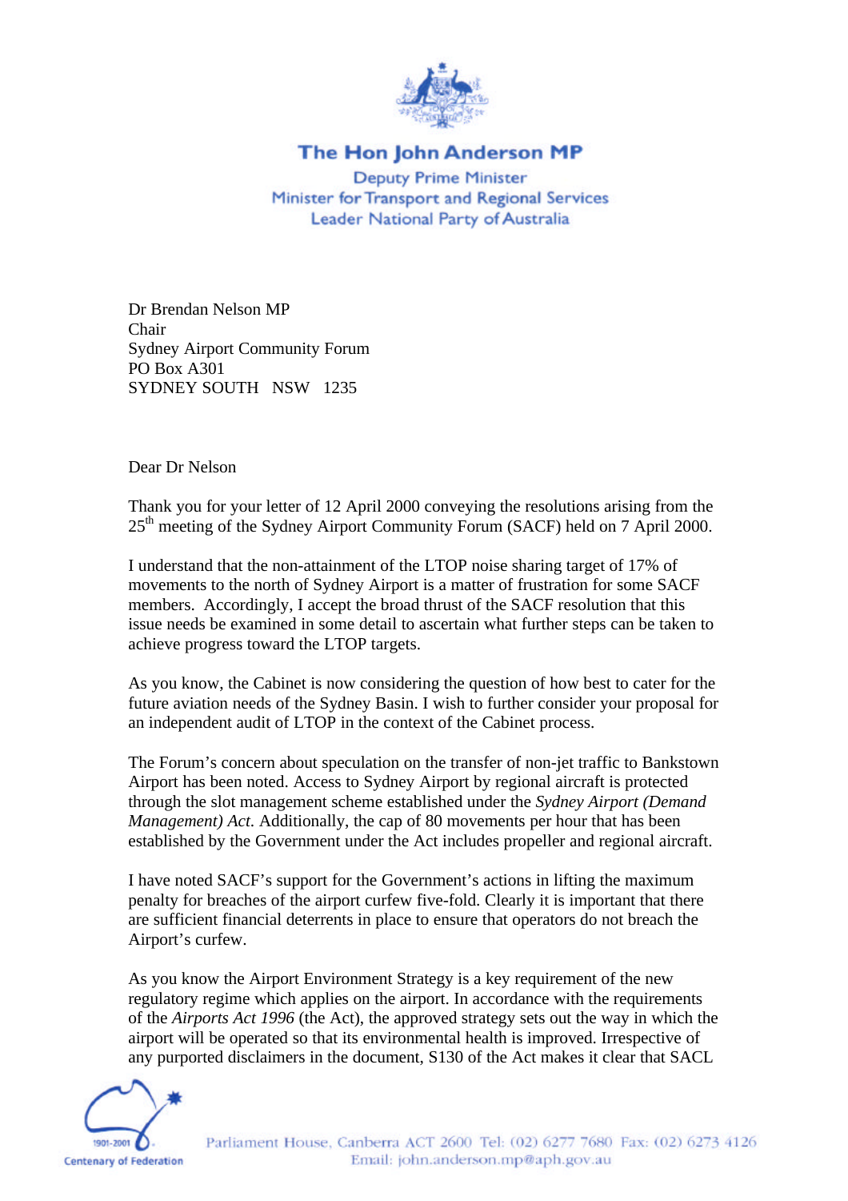**The Hon John Anderson MP**

Deputy Prime Minister
Minister for Transport and Regional Services
Leader National Party of Australia

Dr Brendan Nelson MP
Chair
Sydney Airport Community Forum
PO Box A301
SYDNEY SOUTH NSW 1235

Dear Dr Nelson

Thank you for your letter of 12 April 2000 conveying the resolutions arising from the 25th meeting of the Sydney Airport Community Forum (SACF) held on 7 April 2000.

I understand that the non-attainment of the LTOP noise sharing target of 17% of movements to the north of Sydney Airport is a matter of frustration for some SACF members. Accordingly, I accept the broad thrust of the SACF resolution that this issue needs be examined in some detail to ascertain what further steps can be taken to achieve progress toward the LTOP targets.

As you know, the Cabinet is now considering the question of how best to cater for the future aviation needs of the Sydney Basin. I wish to further consider your proposal for an independent audit of LTOP in the context of the Cabinet process.

The Forum's concern about speculation on the transfer of non-jet traffic to Bankstown Airport has been noted. Access to Sydney Airport by regional aircraft is protected through the slot management scheme established under the *Sydney Airport (Demand Management) Act*. Additionally, the cap of 80 movements per hour that has been established by the Government under the Act includes propeller and regional aircraft.

I have noted SACF's support for the Government's actions in lifting the maximum penalty for breaches of the airport curfew five-fold. Clearly it is important that there are sufficient financial deterrents in place to ensure that operators do not breach the Airport's curfew.

As you know the Airport Environment Strategy is a key requirement of the new regulatory regime which applies on the airport. In accordance with the requirements of the *Airports Act 1996* (the Act), the approved strategy sets out the way in which the airport will be operated so that its environmental health is improved. Irrespective of any purported disclaimers in the document, S130 of the Act makes it clear that SACL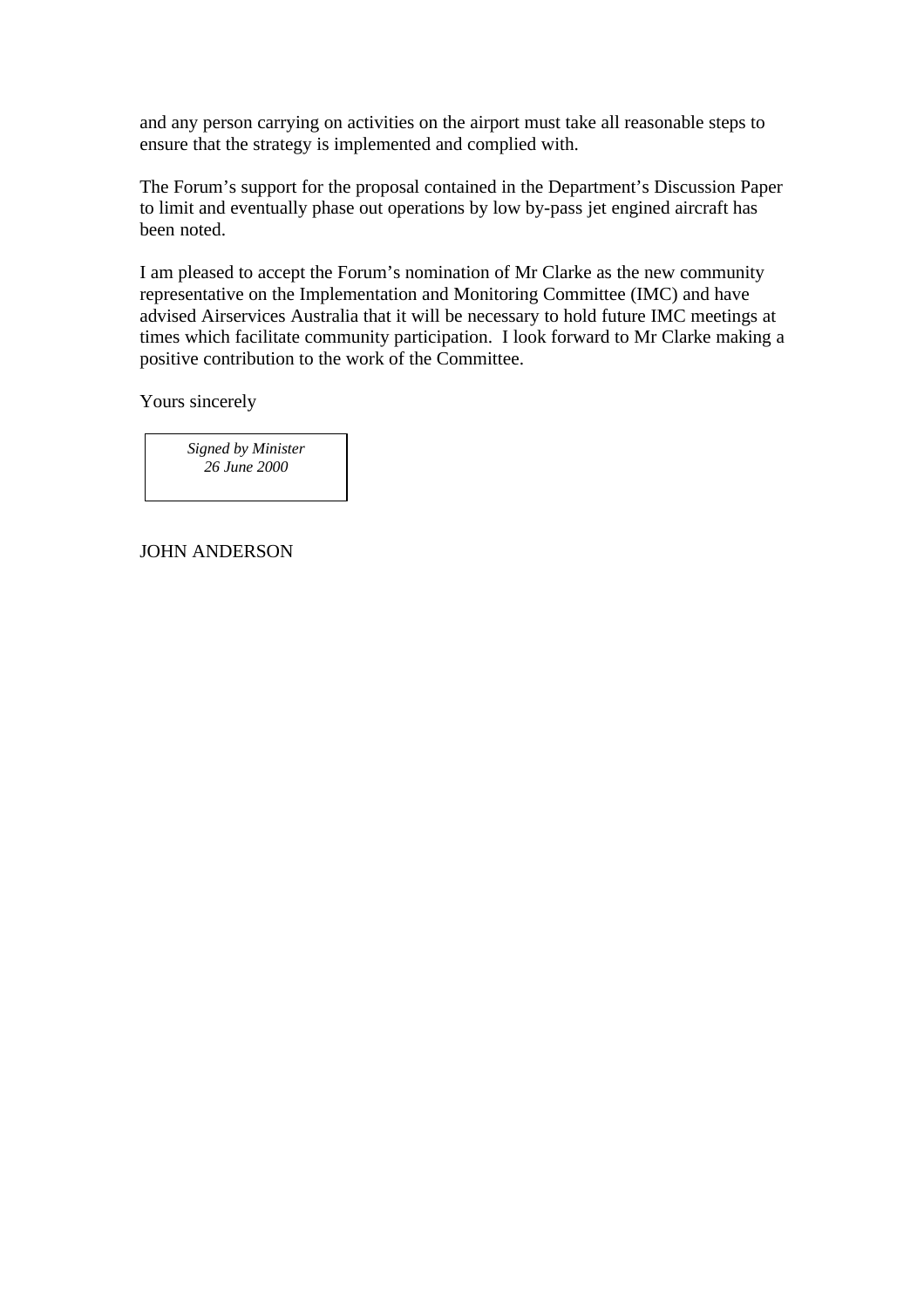and any person carrying on activities on the airport must take all reasonable steps to ensure that the strategy is implemented and complied with.

The Forum's support for the proposal contained in the Department's Discussion Paper to limit and eventually phase out operations by low by-pass jet engined aircraft has been noted.

I am pleased to accept the Forum's nomination of Mr Clarke as the new community representative on the Implementation and Monitoring Committee (IMC) and have advised Airservices Australia that it will be necessary to hold future IMC meetings at times which facilitate community participation. I look forward to Mr Clarke making a positive contribution to the work of the Committee.

Yours sincerely

*Signed by Minister*
*26 June 2000*

JOHN ANDERSON